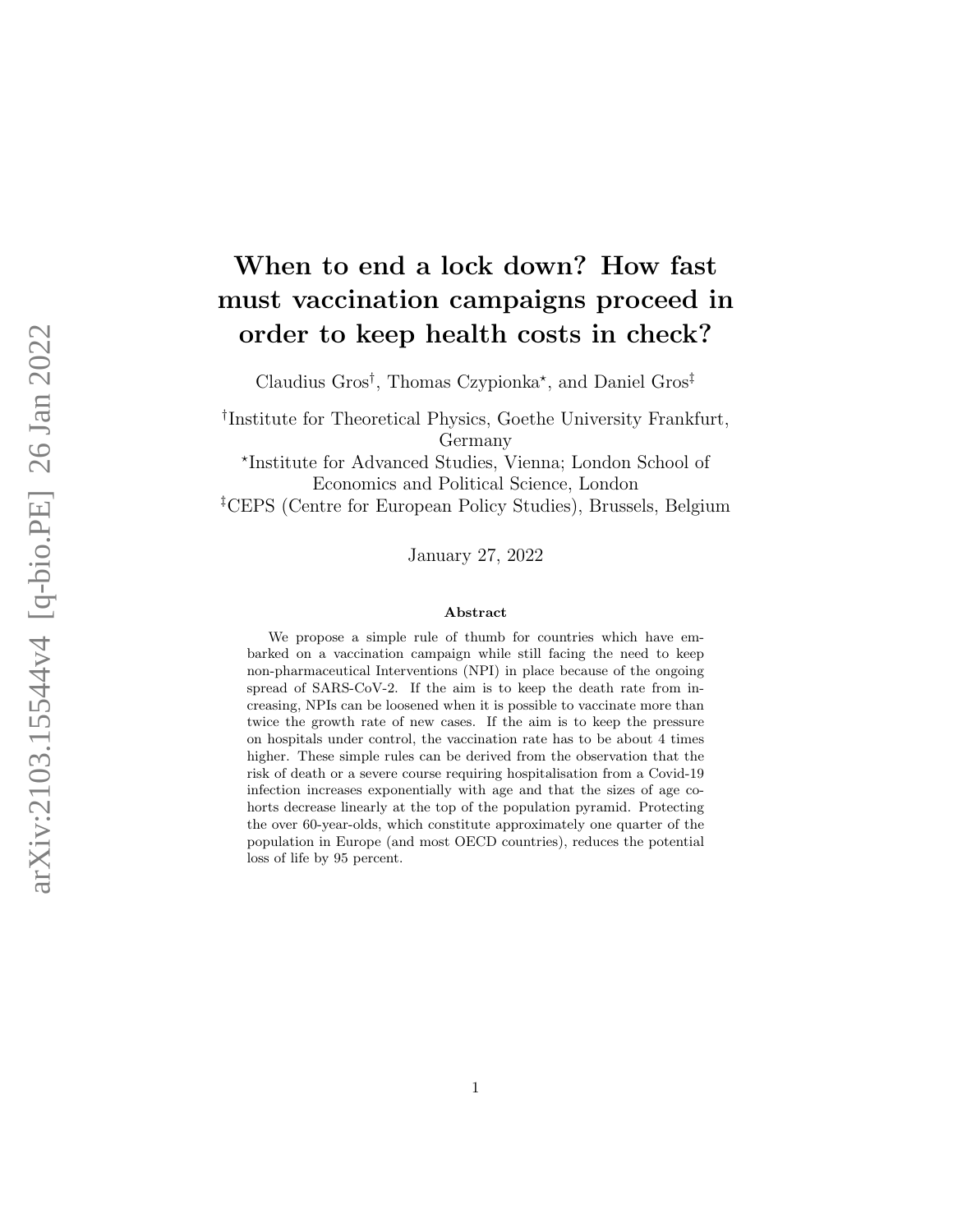# When to end a lock down? How fast must vaccination campaigns proceed in order to keep health costs in check?

Claudius Gros[†], Thomas Czypionka[⋆], and Daniel Gros[‡]

[†]Institute for Theoretical Physics, Goethe University Frankfurt, Germany

[⋆]Institute for Advanced Studies, Vienna; London School of Economics and Political Science, London

[‡]CEPS (Centre for European Policy Studies), Brussels, Belgium

January 27, 2022

### Abstract

We propose a simple rule of thumb for countries which have embarked on a vaccination campaign while still facing the need to keep non-pharmaceutical Interventions (NPI) in place because of the ongoing spread of SARS-CoV-2. If the aim is to keep the death rate from increasing, NPIs can be loosened when it is possible to vaccinate more than twice the growth rate of new cases. If the aim is to keep the pressure on hospitals under control, the vaccination rate has to be about 4 times higher. These simple rules can be derived from the observation that the risk of death or a severe course requiring hospitalisation from a Covid-19 infection increases exponentially with age and that the sizes of age cohorts decrease linearly at the top of the population pyramid. Protecting the over 60-year-olds, which constitute approximately one quarter of the population in Europe (and most OECD countries), reduces the potential loss of life by 95 percent.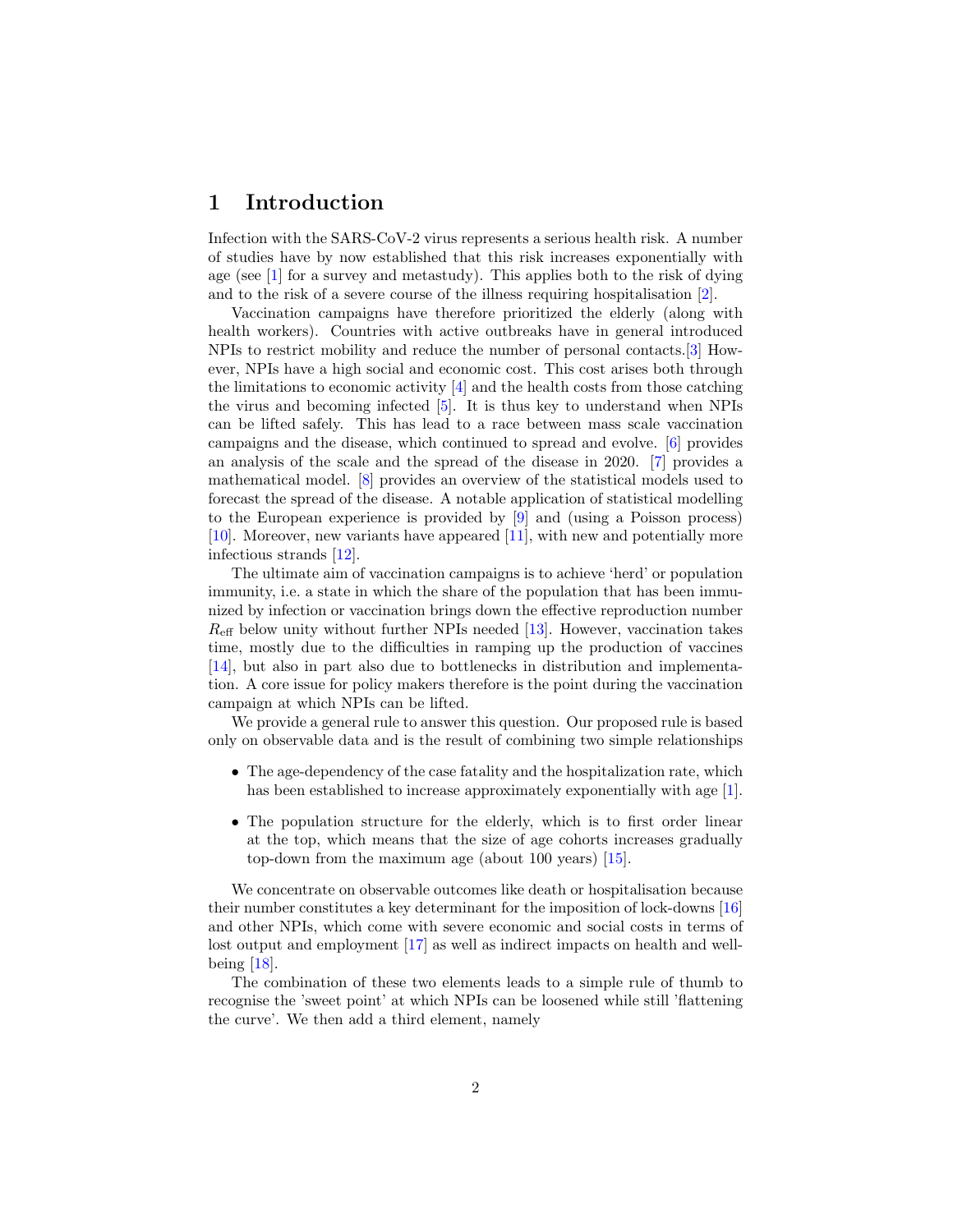# 1 Introduction

Infection with the SARS-CoV-2 virus represents a serious health risk. A number of studies have by now established that this risk increases exponentially with age (see [1] for a survey and metastudy). This applies both to the risk of dying and to the risk of a severe course of the illness requiring hospitalisation [2].

Vaccination campaigns have therefore prioritized the elderly (along with health workers). Countries with active outbreaks have in general introduced NPIs to restrict mobility and reduce the number of personal contacts.[3] However, NPIs have a high social and economic cost. This cost arises both through the limitations to economic activity [4] and the health costs from those catching the virus and becoming infected [5]. It is thus key to understand when NPIs can be lifted safely. This has lead to a race between mass scale vaccination campaigns and the disease, which continued to spread and evolve. [6] provides an analysis of the scale and the spread of the disease in 2020. [7] provides a mathematical model. [8] provides an overview of the statistical models used to forecast the spread of the disease. A notable application of statistical modelling to the European experience is provided by [9] and (using a Poisson process) [10]. Moreover, new variants have appeared [11], with new and potentially more infectious strands [12].

The ultimate aim of vaccination campaigns is to achieve 'herd' or population immunity, i.e. a state in which the share of the population that has been immunized by infection or vaccination brings down the effective reproduction number $R_{\text{eff}}$ below unity without further NPIs needed [13]. However, vaccination takes time, mostly due to the difficulties in ramping up the production of vaccines [14], but also in part also due to bottlenecks in distribution and implementation. A core issue for policy makers therefore is the point during the vaccination campaign at which NPIs can be lifted.

We provide a general rule to answer this question. Our proposed rule is based only on observable data and is the result of combining two simple relationships

- The age-dependency of the case fatality and the hospitalization rate, which has been established to increase approximately exponentially with age [1].
- The population structure for the elderly, which is to first order linear at the top, which means that the size of age cohorts increases gradually top-down from the maximum age (about 100 years) [15].

We concentrate on observable outcomes like death or hospitalisation because their number constitutes a key determinant for the imposition of lock-downs [16] and other NPIs, which come with severe economic and social costs in terms of lost output and employment [17] as well as indirect impacts on health and well-being [18].

The combination of these two elements leads to a simple rule of thumb to recognise the 'sweet point' at which NPIs can be loosened while still 'flattening the curve'. We then add a third element, namely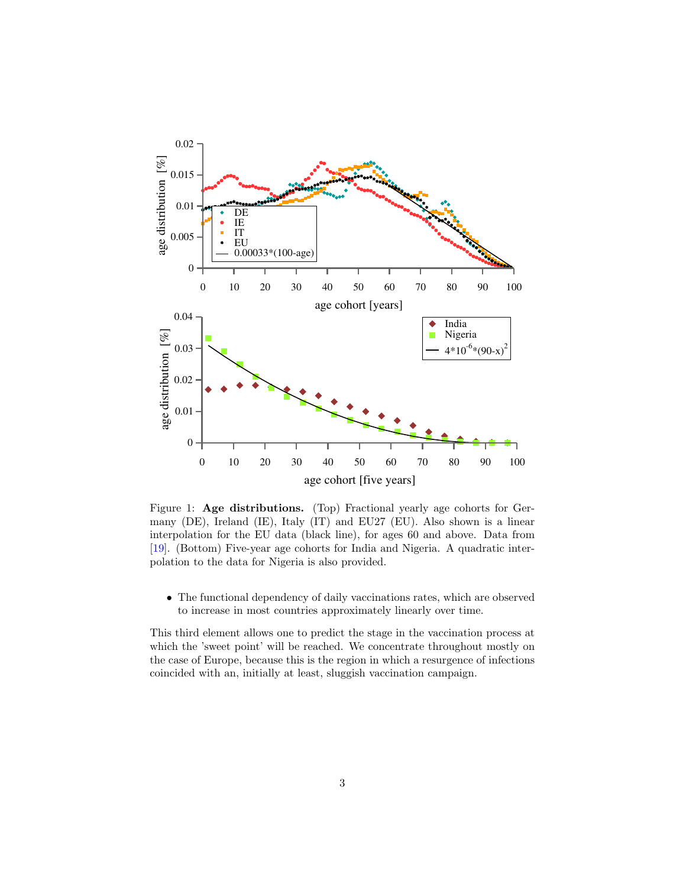Figure 1: **Age distributions.** (Top) Fractional yearly age cohorts for Germany (DE), Ireland (IE), Italy (IT) and EU27 (EU). Also shown is a linear interpolation for the EU data (black line), for ages 60 and above. Data from [19]. (Bottom) Five-year age cohorts for India and Nigeria. A quadratic interpolation to the data for Nigeria is also provided.

- The functional dependency of daily vaccinations rates, which are observed to increase in most countries approximately linearly over time.

This third element allows one to predict the stage in the vaccination process at which the 'sweet point' will be reached. We concentrate throughout mostly on the case of Europe, because this is the region in which a resurgence of infections coincided with an, initially at least, sluggish vaccination campaign.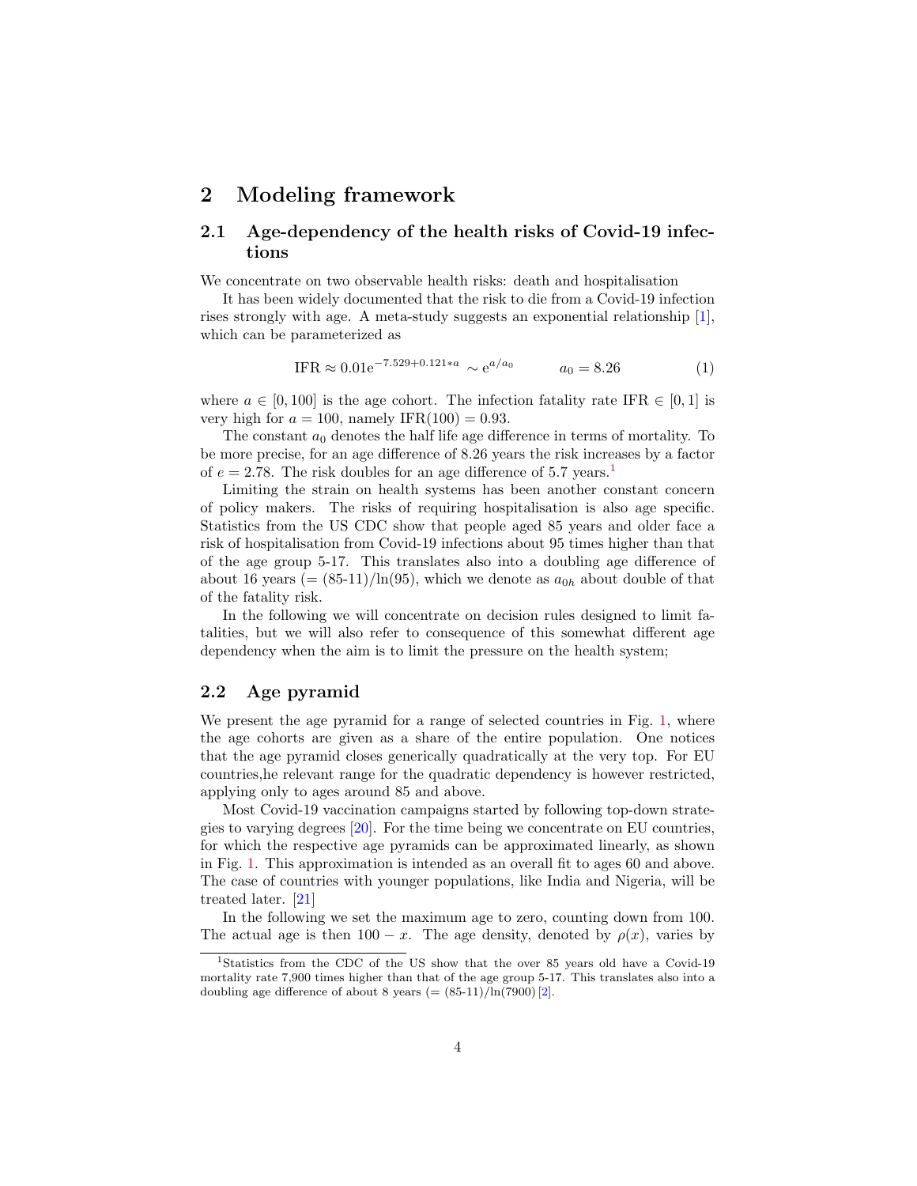## 2 Modeling framework

### 2.1 Age-dependency of the health risks of Covid-19 infections

We concentrate on two observable health risks: death and hospitalisation

It has been widely documented that the risk to die from a Covid-19 infection rises strongly with age. A meta-study suggests an exponential relationship [1], which can be parameterized as

$$\text{IFR} \approx 0.01\text{e}^{-7.529+0.121*a} \sim \text{e}^{a/a_0} \qquad a_0 = 8.26 \tag{1}$$

where $a \in [0, 100]$ is the age cohort. The infection fatality rate IFR $\in [0, 1]$ is very high for $a = 100$, namely IFR$(100) = 0.93$.

The constant $a_0$ denotes the half life age difference in terms of mortality. To be more precise, for an age difference of 8.26 years the risk increases by a factor of $e = 2.78$. The risk doubles for an age difference of 5.7 years.[1]

Limiting the strain on health systems has been another constant concern of policy makers. The risks of requiring hospitalisation is also age specific. Statistics from the US CDC show that people aged 85 years and older face a risk of hospitalisation from Covid-19 infections about 95 times higher than that of the age group 5-17. This translates also into a doubling age difference of about 16 years (= (85-11)/ln(95), which we denote as $a_{0h}$ about double of that of the fatality risk.

In the following we will concentrate on decision rules designed to limit fatalities, but we will also refer to consequence of this somewhat different age dependency when the aim is to limit the pressure on the health system;

### 2.2 Age pyramid

We present the age pyramid for a range of selected countries in Fig. 1, where the age cohorts are given as a share of the entire population. One notices that the age pyramid closes generically quadratically at the very top. For EU countries,he relevant range for the quadratic dependency is however restricted, applying only to ages around 85 and above.

Most Covid-19 vaccination campaigns started by following top-down strategies to varying degrees [20]. For the time being we concentrate on EU countries, for which the respective age pyramids can be approximated linearly, as shown in Fig. 1. This approximation is intended as an overall fit to ages 60 and above. The case of countries with younger populations, like India and Nigeria, will be treated later. [21]

In the following we set the maximum age to zero, counting down from 100. The actual age is then $100 - x$. The age density, denoted by $\rho(x)$, varies by

[1] Statistics from the CDC of the US show that the over 85 years old have a Covid-19 mortality rate 7,900 times higher than that of the age group 5-17. This translates also into a doubling age difference of about 8 years (= (85-11)/ln(7900) [2].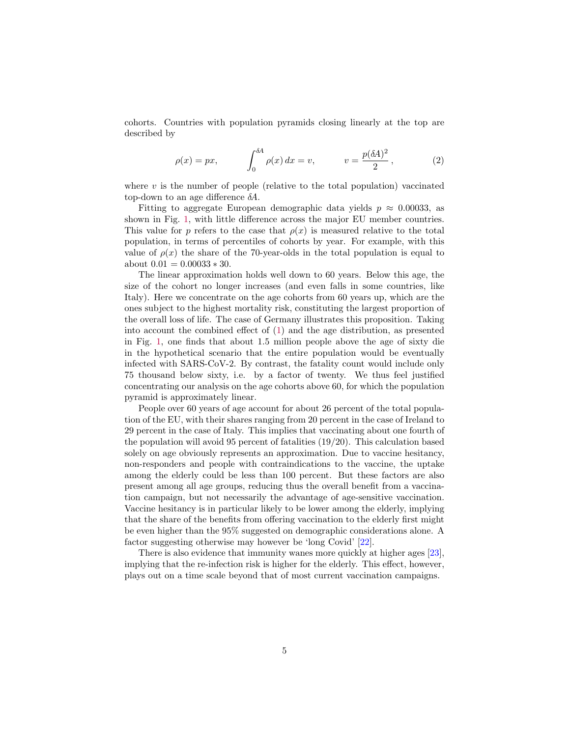cohorts. Countries with population pyramids closing linearly at the top are described by

$$\rho(x) = px, \qquad \int_0^{\delta A} \rho(x)\, dx = v, \qquad v = \frac{p(\delta A)^2}{2}\,, \tag{2}$$

where $v$ is the number of people (relative to the total population) vaccinated top-down to an age difference $\delta A$.

Fitting to aggregate European demographic data yields $p \approx 0.00033$, as shown in Fig. 1, with little difference across the major EU member countries. This value for $p$ refers to the case that $\rho(x)$ is measured relative to the total population, in terms of percentiles of cohorts by year. For example, with this value of $\rho(x)$ the share of the 70-year-olds in the total population is equal to about $0.01 = 0.00033 * 30$.

The linear approximation holds well down to 60 years. Below this age, the size of the cohort no longer increases (and even falls in some countries, like Italy). Here we concentrate on the age cohorts from 60 years up, which are the ones subject to the highest mortality risk, constituting the largest proportion of the overall loss of life. The case of Germany illustrates this proposition. Taking into account the combined effect of (1) and the age distribution, as presented in Fig. 1, one finds that about 1.5 million people above the age of sixty die in the hypothetical scenario that the entire population would be eventually infected with SARS-CoV-2. By contrast, the fatality count would include only 75 thousand below sixty, i.e. by a factor of twenty. We thus feel justified concentrating our analysis on the age cohorts above 60, for which the population pyramid is approximately linear.

People over 60 years of age account for about 26 percent of the total population of the EU, with their shares ranging from 20 percent in the case of Ireland to 29 percent in the case of Italy. This implies that vaccinating about one fourth of the population will avoid 95 percent of fatalities (19/20). This calculation based solely on age obviously represents an approximation. Due to vaccine hesitancy, non-responders and people with contraindications to the vaccine, the uptake among the elderly could be less than 100 percent. But these factors are also present among all age groups, reducing thus the overall benefit from a vaccination campaign, but not necessarily the advantage of age-sensitive vaccination. Vaccine hesitancy is in particular likely to be lower among the elderly, implying that the share of the benefits from offering vaccination to the elderly first might be even higher than the 95% suggested on demographic considerations alone. A factor suggesting otherwise may however be 'long Covid' [22].

There is also evidence that immunity wanes more quickly at higher ages [23], implying that the re-infection risk is higher for the elderly. This effect, however, plays out on a time scale beyond that of most current vaccination campaigns.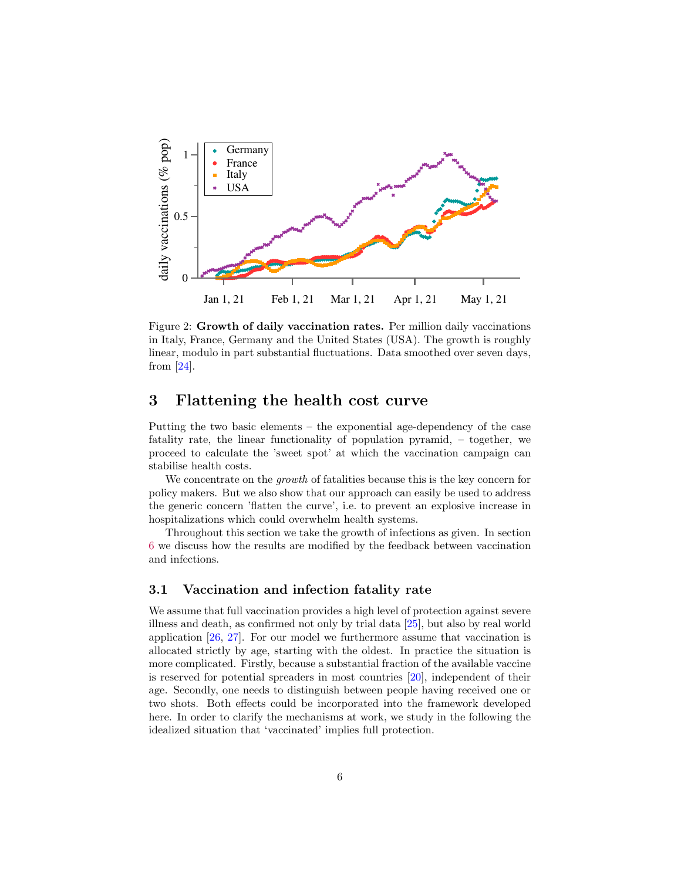Figure 2: **Growth of daily vaccination rates.** Per million daily vaccinations in Italy, France, Germany and the United States (USA). The growth is roughly linear, modulo in part substantial fluctuations. Data smoothed over seven days, from [24].

## 3 Flattening the health cost curve

Putting the two basic elements – the exponential age-dependency of the case fatality rate, the linear functionality of population pyramid, – together, we proceed to calculate the 'sweet spot' at which the vaccination campaign can stabilise health costs.

We concentrate on the *growth* of fatalities because this is the key concern for policy makers. But we also show that our approach can easily be used to address the generic concern 'flatten the curve', i.e. to prevent an explosive increase in hospitalizations which could overwhelm health systems.

Throughout this section we take the growth of infections as given. In section 6 we discuss how the results are modified by the feedback between vaccination and infections.

### 3.1 Vaccination and infection fatality rate

We assume that full vaccination provides a high level of protection against severe illness and death, as confirmed not only by trial data [25], but also by real world application [26, 27]. For our model we furthermore assume that vaccination is allocated strictly by age, starting with the oldest. In practice the situation is more complicated. Firstly, because a substantial fraction of the available vaccine is reserved for potential spreaders in most countries [20], independent of their age. Secondly, one needs to distinguish between people having received one or two shots. Both effects could be incorporated into the framework developed here. In order to clarify the mechanisms at work, we study in the following the idealized situation that 'vaccinated' implies full protection.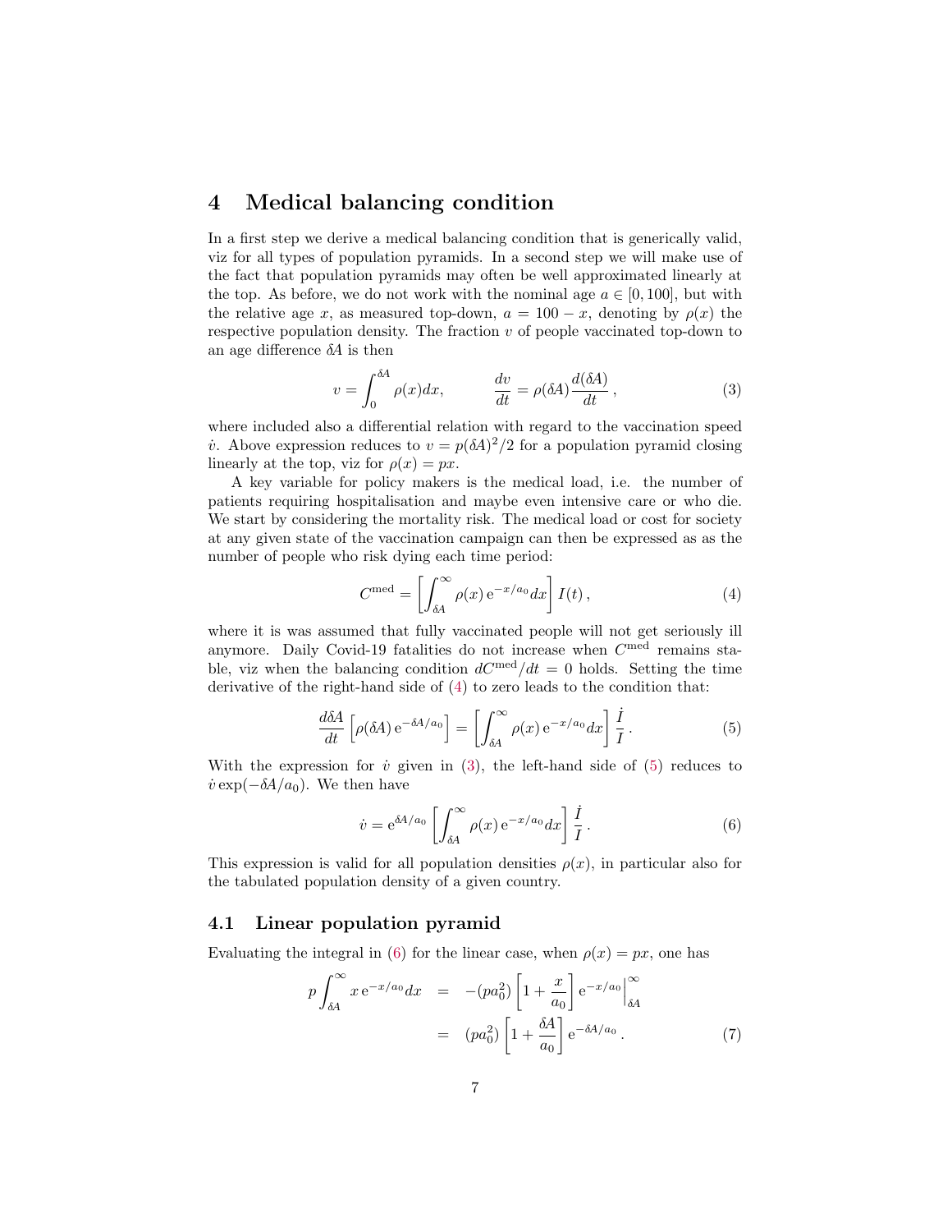# 4 Medical balancing condition

In a first step we derive a medical balancing condition that is generically valid, viz for all types of population pyramids. In a second step we will make use of the fact that population pyramids may often be well approximated linearly at the top. As before, we do not work with the nominal age $a \in [0, 100]$, but with the relative age $x$, as measured top-down, $a = 100 - x$, denoting by $\rho(x)$ the respective population density. The fraction $v$ of people vaccinated top-down to an age difference $\delta A$ is then

$$v = \int_0^{\delta A} \rho(x) dx, \qquad \frac{dv}{dt} = \rho(\delta A) \frac{d(\delta A)}{dt}, \tag{3}$$

where included also a differential relation with regard to the vaccination speed $\dot{v}$. Above expression reduces to $v = p(\delta A)^2/2$ for a population pyramid closing linearly at the top, viz for $\rho(x) = px$.

A key variable for policy makers is the medical load, i.e. the number of patients requiring hospitalisation and maybe even intensive care or who die. We start by considering the mortality risk. The medical load or cost for society at any given state of the vaccination campaign can then be expressed as as the number of people who risk dying each time period:

$$C^{\text{med}} = \left[ \int_{\delta A}^{\infty} \rho(x) \, \mathrm{e}^{-x/a_0} dx \right] I(t), \tag{4}$$

where it is was assumed that fully vaccinated people will not get seriously ill anymore. Daily Covid-19 fatalities do not increase when $C^{\text{med}}$ remains stable, viz when the balancing condition $dC^{\text{med}}/dt = 0$ holds. Setting the time derivative of the right-hand side of (4) to zero leads to the condition that:

$$\frac{d\delta A}{dt} \left[ \rho(\delta A) \, \mathrm{e}^{-\delta A/a_0} \right] = \left[ \int_{\delta A}^{\infty} \rho(x) \, \mathrm{e}^{-x/a_0} dx \right] \frac{\dot{I}}{I}. \tag{5}$$

With the expression for $\dot{v}$ given in (3), the left-hand side of (5) reduces to $\dot{v} \exp(-\delta A/a_0)$. We then have

$$\dot{v} = \mathrm{e}^{\delta A/a_0} \left[ \int_{\delta A}^{\infty} \rho(x) \, \mathrm{e}^{-x/a_0} dx \right] \frac{\dot{I}}{I}. \tag{6}$$

This expression is valid for all population densities $\rho(x)$, in particular also for the tabulated population density of a given country.

## 4.1 Linear population pyramid

Evaluating the integral in (6) for the linear case, when $\rho(x) = px$, one has

$$\begin{aligned} p \int_{\delta A}^{\infty} x \, \mathrm{e}^{-x/a_0} dx &= -(pa_0^2) \left[ 1 + \frac{x}{a_0} \right] \mathrm{e}^{-x/a_0} \Big|_{\delta A}^{\infty} \\ &= (pa_0^2) \left[ 1 + \frac{\delta A}{a_0} \right] \mathrm{e}^{-\delta A/a_0}. \end{aligned} \tag{7}$$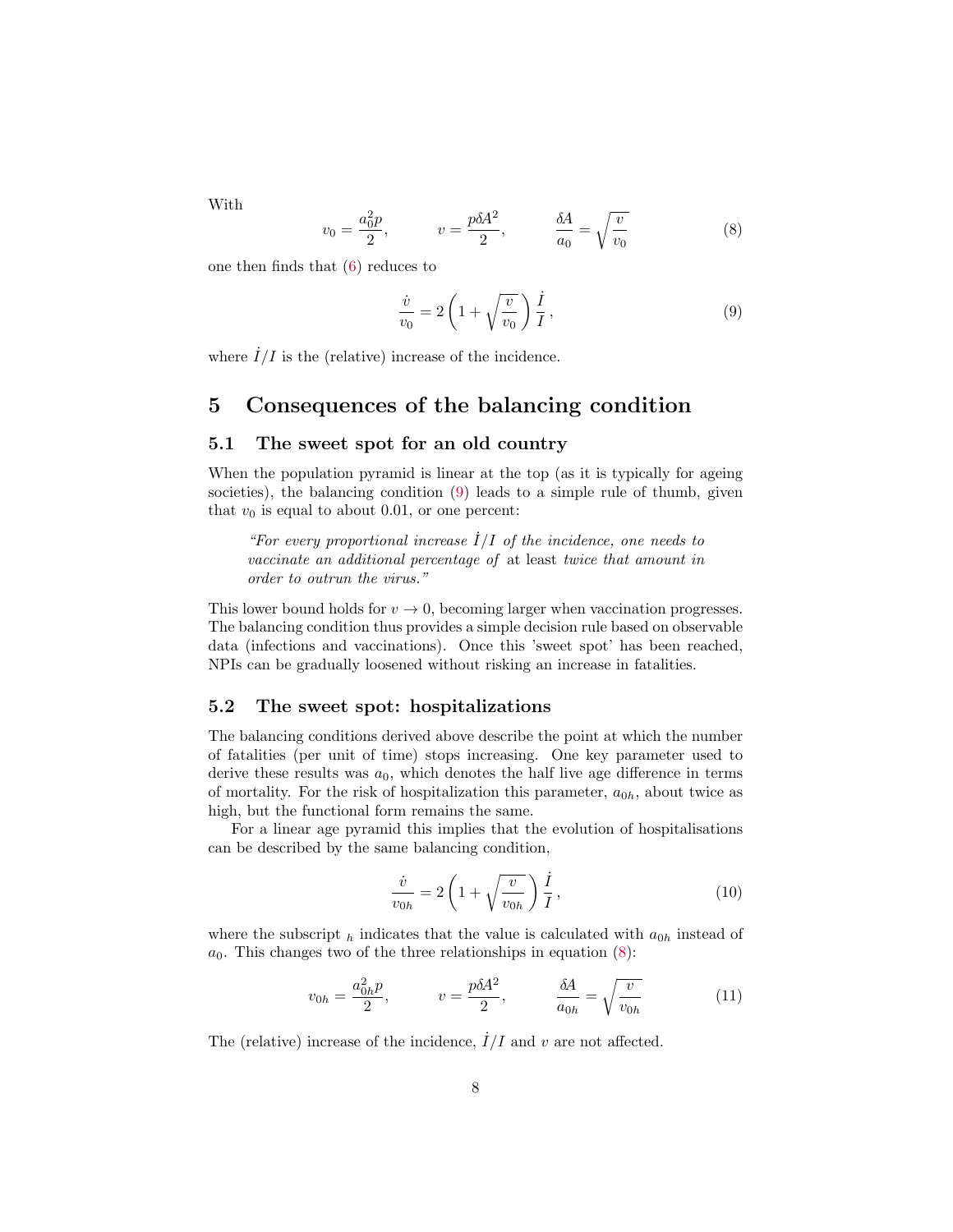With

$$v_0 = \frac{a_0^2 p}{2}, \qquad v = \frac{p\delta A^2}{2}, \qquad \frac{\delta A}{a_0} = \sqrt{\frac{v}{v_0}} \tag{8}$$

one then finds that (6) reduces to

$$\frac{\dot{v}}{v_0} = 2\left(1 + \sqrt{\frac{v}{v_0}}\right)\frac{\dot{I}}{I}\,, \tag{9}$$

where $\dot{I}/I$ is the (relative) increase of the incidence.

## 5 Consequences of the balancing condition

### 5.1 The sweet spot for an old country

When the population pyramid is linear at the top (as it is typically for ageing societies), the balancing condition (9) leads to a simple rule of thumb, given that $v_0$ is equal to about 0.01, or one percent:

> *"For every proportional increase $\dot{I}/I$ of the incidence, one needs to vaccinate an additional percentage of* at least *twice that amount in order to outrun the virus."*

This lower bound holds for $v \to 0$, becoming larger when vaccination progresses. The balancing condition thus provides a simple decision rule based on observable data (infections and vaccinations). Once this 'sweet spot' has been reached, NPIs can be gradually loosened without risking an increase in fatalities.

### 5.2 The sweet spot: hospitalizations

The balancing conditions derived above describe the point at which the number of fatalities (per unit of time) stops increasing. One key parameter used to derive these results was $a_0$, which denotes the half live age difference in terms of mortality. For the risk of hospitalization this parameter, $a_{0h}$, about twice as high, but the functional form remains the same.

For a linear age pyramid this implies that the evolution of hospitalisations can be described by the same balancing condition,

$$\frac{\dot{v}}{v_{0h}} = 2\left(1 + \sqrt{\frac{v}{v_{0h}}}\right)\frac{\dot{I}}{I}\,, \tag{10}$$

where the subscript $_h$ indicates that the value is calculated with $a_{0h}$ instead of $a_0$. This changes two of the three relationships in equation (8):

$$v_{0h} = \frac{a_{0h}^2 p}{2}, \qquad v = \frac{p\delta A^2}{2}, \qquad \frac{\delta A}{a_{0h}} = \sqrt{\frac{v}{v_{0h}}} \tag{11}$$

The (relative) increase of the incidence, $\dot{I}/I$ and $v$ are not affected.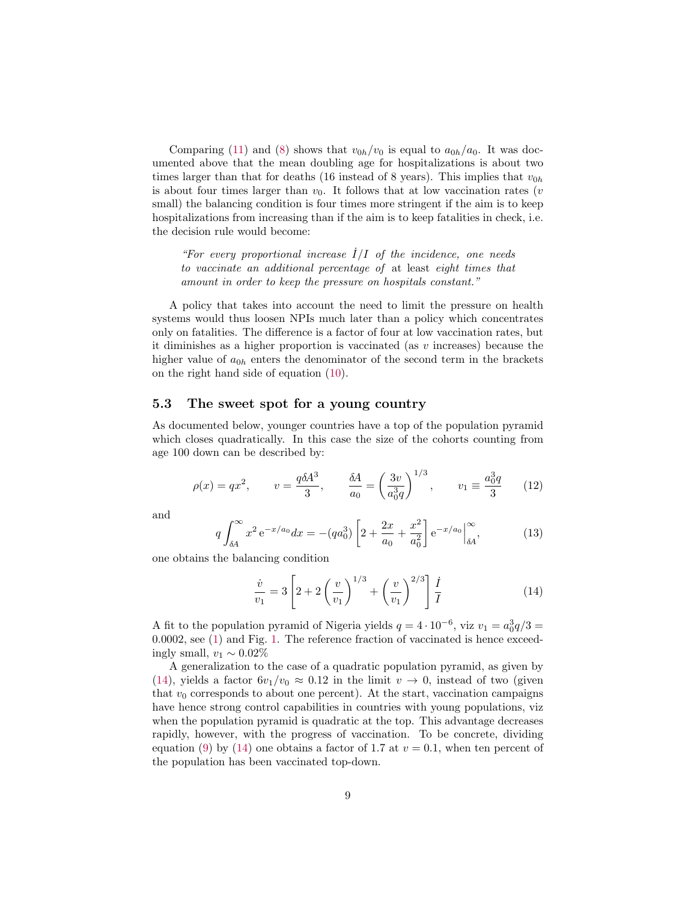Comparing (11) and (8) shows that $v_{0h}/v_0$ is equal to $a_{0h}/a_0$. It was documented above that the mean doubling age for hospitalizations is about two times larger than that for deaths (16 instead of 8 years). This implies that $v_{0h}$ is about four times larger than $v_0$. It follows that at low vaccination rates ($v$ small) the balancing condition is four times more stringent if the aim is to keep hospitalizations from increasing than if the aim is to keep fatalities in check, i.e. the decision rule would become:

> *"For every proportional increase $\dot{I}/I$ of the incidence, one needs to vaccinate an additional percentage of* at least *eight times that amount in order to keep the pressure on hospitals constant."*

A policy that takes into account the need to limit the pressure on health systems would thus loosen NPIs much later than a policy which concentrates only on fatalities. The difference is a factor of four at low vaccination rates, but it diminishes as a higher proportion is vaccinated (as $v$ increases) because the higher value of $a_{0h}$ enters the denominator of the second term in the brackets on the right hand side of equation (10).

### 5.3 The sweet spot for a young country

As documented below, younger countries have a top of the population pyramid which closes quadratically. In this case the size of the cohorts counting from age 100 down can be described by:

$$\rho(x) = qx^2, \qquad v = \frac{q\delta A^3}{3}, \qquad \frac{\delta A}{a_0} = \left(\frac{3v}{a_0^3 q}\right)^{1/3}, \qquad v_1 \equiv \frac{a_0^3 q}{3} \tag{12}$$

and

$$q\int_{\delta A}^{\infty} x^2\,\mathrm{e}^{-x/a_0}dx = -(qa_0^3)\left[2 + \frac{2x}{a_0} + \frac{x^2}{a_0^2}\right]\mathrm{e}^{-x/a_0}\Big|_{\delta A}^{\infty}, \tag{13}$$

one obtains the balancing condition

$$\frac{\dot{v}}{v_1} = 3\left[2 + 2\left(\frac{v}{v_1}\right)^{1/3} + \left(\frac{v}{v_1}\right)^{2/3}\right]\frac{\dot{I}}{I} \tag{14}$$

A fit to the population pyramid of Nigeria yields $q = 4\cdot 10^{-6}$, viz $v_1 = a_0^3 q/3 = 0.0002$, see (1) and Fig. 1. The reference fraction of vaccinated is hence exceedingly small, $v_1 \sim 0.02\%$

A generalization to the case of a quadratic population pyramid, as given by (14), yields a factor $6v_1/v_0 \approx 0.12$ in the limit $v \to 0$, instead of two (given that $v_0$ corresponds to about one percent). At the start, vaccination campaigns have hence strong control capabilities in countries with young populations, viz when the population pyramid is quadratic at the top. This advantage decreases rapidly, however, with the progress of vaccination. To be concrete, dividing equation (9) by (14) one obtains a factor of 1.7 at $v = 0.1$, when ten percent of the population has been vaccinated top-down.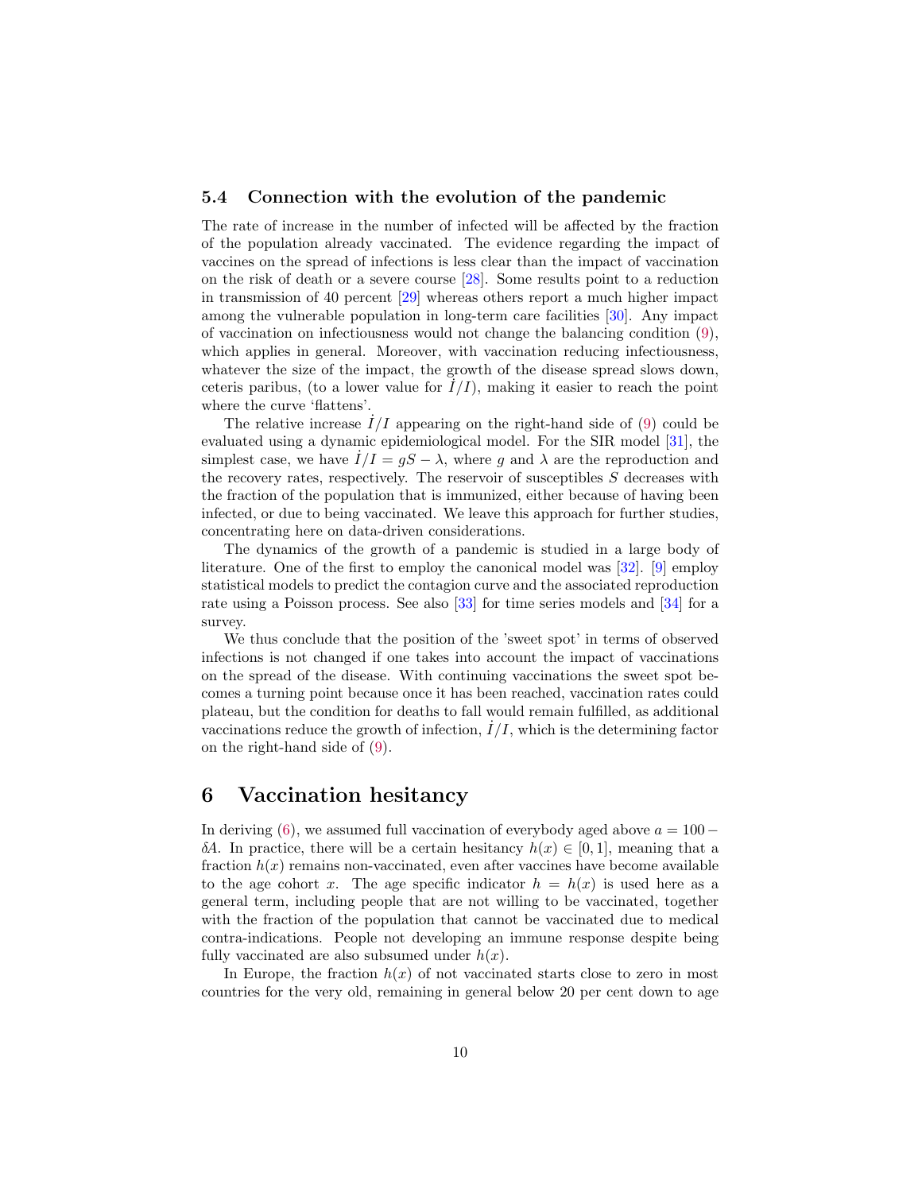### 5.4 Connection with the evolution of the pandemic

The rate of increase in the number of infected will be affected by the fraction of the population already vaccinated. The evidence regarding the impact of vaccines on the spread of infections is less clear than the impact of vaccination on the risk of death or a severe course [28]. Some results point to a reduction in transmission of 40 percent [29] whereas others report a much higher impact among the vulnerable population in long-term care facilities [30]. Any impact of vaccination on infectiousness would not change the balancing condition (9), which applies in general. Moreover, with vaccination reducing infectiousness, whatever the size of the impact, the growth of the disease spread slows down, ceteris paribus, (to a lower value for $\dot{I}/I$), making it easier to reach the point where the curve 'flattens'.

The relative increase $\dot{I}/I$ appearing on the right-hand side of (9) could be evaluated using a dynamic epidemiological model. For the SIR model [31], the simplest case, we have $\dot{I}/I = gS - \lambda$, where $g$ and $\lambda$ are the reproduction and the recovery rates, respectively. The reservoir of susceptibles $S$ decreases with the fraction of the population that is immunized, either because of having been infected, or due to being vaccinated. We leave this approach for further studies, concentrating here on data-driven considerations.

The dynamics of the growth of a pandemic is studied in a large body of literature. One of the first to employ the canonical model was [32]. [9] employ statistical models to predict the contagion curve and the associated reproduction rate using a Poisson process. See also [33] for time series models and [34] for a survey.

We thus conclude that the position of the 'sweet spot' in terms of observed infections is not changed if one takes into account the impact of vaccinations on the spread of the disease. With continuing vaccinations the sweet spot becomes a turning point because once it has been reached, vaccination rates could plateau, but the condition for deaths to fall would remain fulfilled, as additional vaccinations reduce the growth of infection, $\dot{I}/I$, which is the determining factor on the right-hand side of (9).

## 6 Vaccination hesitancy

In deriving (6), we assumed full vaccination of everybody aged above $a = 100 - \delta A$. In practice, there will be a certain hesitancy $h(x) \in [0, 1]$, meaning that a fraction $h(x)$ remains non-vaccinated, even after vaccines have become available to the age cohort $x$. The age specific indicator $h = h(x)$ is used here as a general term, including people that are not willing to be vaccinated, together with the fraction of the population that cannot be vaccinated due to medical contra-indications. People not developing an immune response despite being fully vaccinated are also subsumed under $h(x)$.

In Europe, the fraction $h(x)$ of not vaccinated starts close to zero in most countries for the very old, remaining in general below 20 per cent down to age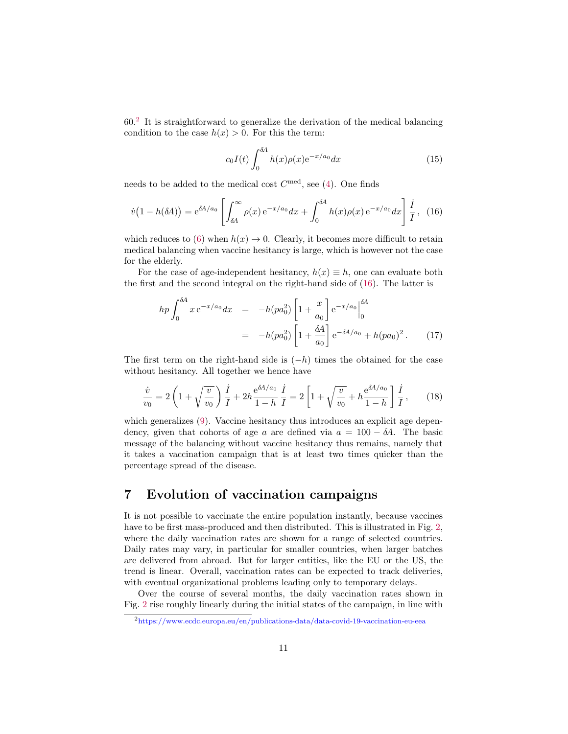60.[2] It is straightforward to generalize the derivation of the medical balancing condition to the case $h(x) > 0$. For this the term:

$$c_0 I(t) \int_0^{\delta A} h(x)\rho(x) \mathrm{e}^{-x/a_0} dx \tag{15}$$

needs to be added to the medical cost $C^{\mathrm{med}}$, see (4). One finds

$$\dot{v}\big(1 - h(\delta A)\big) = \mathrm{e}^{\delta A/a_0} \left[ \int_{\delta A}^{\infty} \rho(x)\, \mathrm{e}^{-x/a_0} dx + \int_0^{\delta A} h(x)\rho(x)\, \mathrm{e}^{-x/a_0} dx \right] \frac{\dot{I}}{I}, \tag{16}$$

which reduces to (6) when $h(x) \to 0$. Clearly, it becomes more difficult to retain medical balancing when vaccine hesitancy is large, which is however not the case for the elderly.

For the case of age-independent hesitancy, $h(x) \equiv h$, one can evaluate both the first and the second integral on the right-hand side of (16). The latter is

$$\begin{aligned} hp \int_0^{\delta A} x\, \mathrm{e}^{-x/a_0} dx &= -h(pa_0^2) \left[ 1 + \frac{x}{a_0} \right] \mathrm{e}^{-x/a_0} \Big|_0^{\delta A} \\ &= -h(pa_0^2) \left[ 1 + \frac{\delta A}{a_0} \right] \mathrm{e}^{-\delta A/a_0} + h(pa_0)^2 \,. \end{aligned} \tag{17}$$

The first term on the right-hand side is $(-h)$ times the obtained for the case without hesitancy. All together we hence have

$$\frac{\dot{v}}{v_0} = 2\left(1 + \sqrt{\frac{v}{v_0}}\right)\frac{\dot{I}}{I} + 2h\frac{\mathrm{e}^{\delta A/a_0}}{1-h}\,\frac{\dot{I}}{I} = 2\left[1 + \sqrt{\frac{v}{v_0}} + h\frac{\mathrm{e}^{\delta A/a_0}}{1-h}\right]\frac{\dot{I}}{I}\,, \tag{18}$$

which generalizes (9). Vaccine hesitancy thus introduces an explicit age dependency, given that cohorts of age $a$ are defined via $a = 100 - \delta A$. The basic message of the balancing without vaccine hesitancy thus remains, namely that it takes a vaccination campaign that is at least two times quicker than the percentage spread of the disease.

# 7 Evolution of vaccination campaigns

It is not possible to vaccinate the entire population instantly, because vaccines have to be first mass-produced and then distributed. This is illustrated in Fig. 2, where the daily vaccination rates are shown for a range of selected countries. Daily rates may vary, in particular for smaller countries, when larger batches are delivered from abroad. But for larger entities, like the EU or the US, the trend is linear. Overall, vaccination rates can be expected to track deliveries, with eventual organizational problems leading only to temporary delays.

Over the course of several months, the daily vaccination rates shown in Fig. 2 rise roughly linearly during the initial states of the campaign, in line with

[2] https://www.ecdc.europa.eu/en/publications-data/data-covid-19-vaccination-eu-eea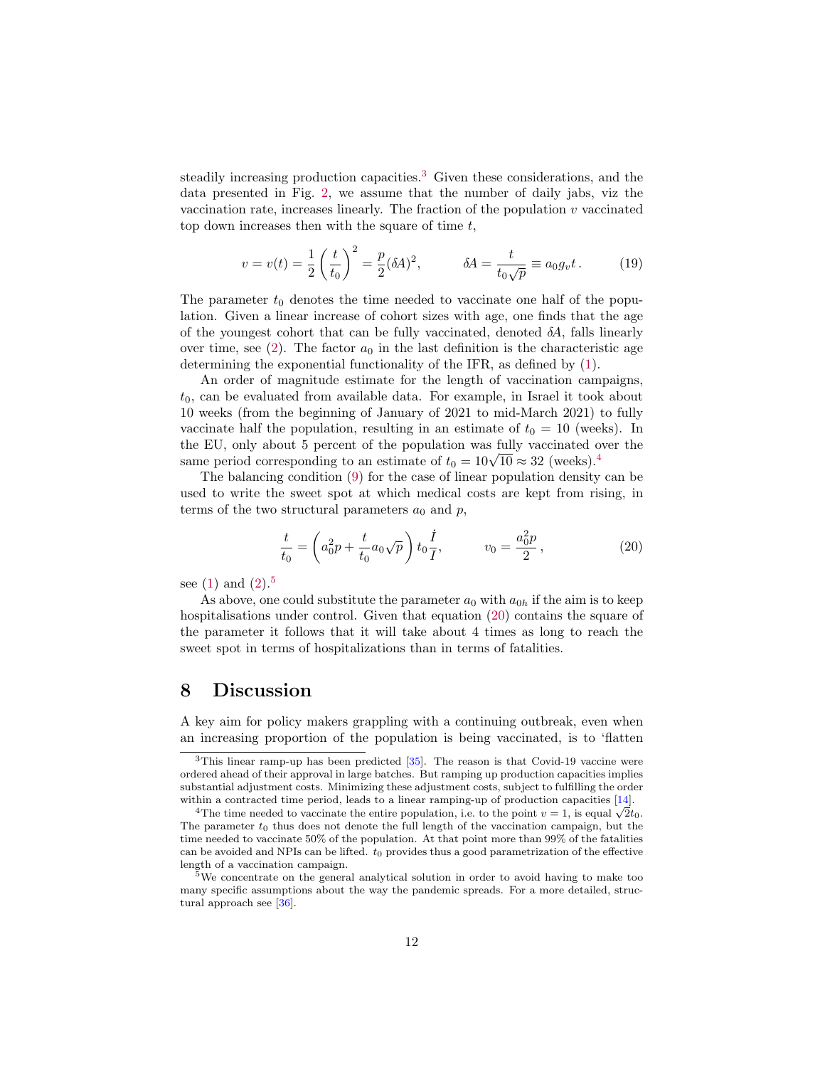steadily increasing production capacities.[3] Given these considerations, and the data presented in Fig. 2, we assume that the number of daily jabs, viz the vaccination rate, increases linearly. The fraction of the population $v$ vaccinated top down increases then with the square of time $t$,

$$v = v(t) = \frac{1}{2}\left(\frac{t}{t_0}\right)^2 = \frac{p}{2}(\delta A)^2, \qquad \delta A = \frac{t}{t_0\sqrt{p}} \equiv a_0 g_v t\,. \tag{19}$$

The parameter $t_0$ denotes the time needed to vaccinate one half of the population. Given a linear increase of cohort sizes with age, one finds that the age of the youngest cohort that can be fully vaccinated, denoted $\delta A$, falls linearly over time, see (2). The factor $a_0$ in the last definition is the characteristic age determining the exponential functionality of the IFR, as defined by (1).

An order of magnitude estimate for the length of vaccination campaigns, $t_0$, can be evaluated from available data. For example, in Israel it took about 10 weeks (from the beginning of January of 2021 to mid-March 2021) to fully vaccinate half the population, resulting in an estimate of $t_0 = 10$ (weeks). In the EU, only about 5 percent of the population was fully vaccinated over the same period corresponding to an estimate of $t_0 = 10\sqrt{10} \approx 32$ (weeks).[4]

The balancing condition (9) for the case of linear population density can be used to write the sweet spot at which medical costs are kept from rising, in terms of the two structural parameters $a_0$ and $p$,

$$\frac{t}{t_0} = \left(a_0^2 p + \frac{t}{t_0} a_0\sqrt{p}\right) t_0 \frac{\dot{I}}{I}, \qquad v_0 = \frac{a_0^2 p}{2}\,, \tag{20}$$

see (1) and (2).[5]

As above, one could substitute the parameter $a_0$ with $a_{0h}$ if the aim is to keep hospitalisations under control. Given that equation (20) contains the square of the parameter it follows that it will take about 4 times as long to reach the sweet spot in terms of hospitalizations than in terms of fatalities.

## 8 Discussion

A key aim for policy makers grappling with a continuing outbreak, even when an increasing proportion of the population is being vaccinated, is to 'flatten

---

[3] This linear ramp-up has been predicted [35]. The reason is that Covid-19 vaccine were ordered ahead of their approval in large batches. But ramping up production capacities implies substantial adjustment costs. Minimizing these adjustment costs, subject to fulfilling the order within a contracted time period, leads to a linear ramping-up of production capacities [14].

[4] The time needed to vaccinate the entire population, i.e. to the point $v = 1$, is equal $\sqrt{2}t_0$. The parameter $t_0$ thus does not denote the full length of the vaccination campaign, but the time needed to vaccinate 50% of the population. At that point more than 99% of the fatalities can be avoided and NPIs can be lifted. $t_0$ provides thus a good parametrization of the effective length of a vaccination campaign.

[5] We concentrate on the general analytical solution in order to avoid having to make too many specific assumptions about the way the pandemic spreads. For a more detailed, structural approach see [36].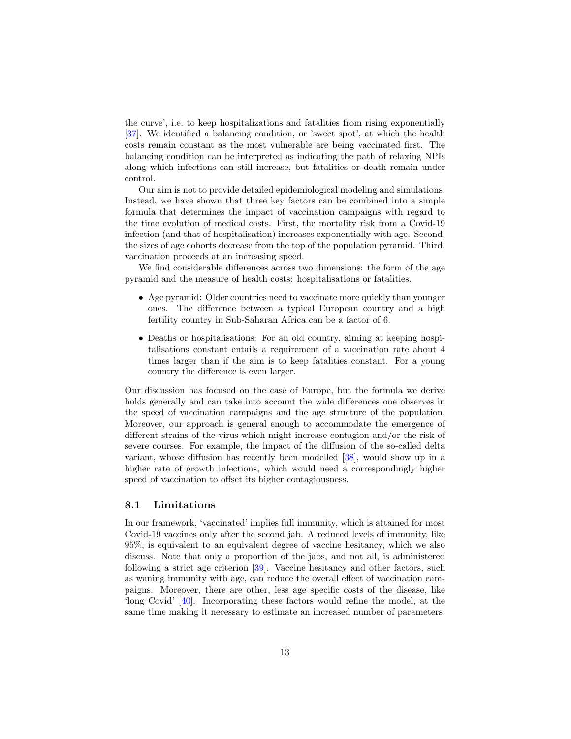the curve', i.e. to keep hospitalizations and fatalities from rising exponentially [37]. We identified a balancing condition, or 'sweet spot', at which the health costs remain constant as the most vulnerable are being vaccinated first. The balancing condition can be interpreted as indicating the path of relaxing NPIs along which infections can still increase, but fatalities or death remain under control.

Our aim is not to provide detailed epidemiological modeling and simulations. Instead, we have shown that three key factors can be combined into a simple formula that determines the impact of vaccination campaigns with regard to the time evolution of medical costs. First, the mortality risk from a Covid-19 infection (and that of hospitalisation) increases exponentially with age. Second, the sizes of age cohorts decrease from the top of the population pyramid. Third, vaccination proceeds at an increasing speed.

We find considerable differences across two dimensions: the form of the age pyramid and the measure of health costs: hospitalisations or fatalities.

- Age pyramid: Older countries need to vaccinate more quickly than younger ones. The difference between a typical European country and a high fertility country in Sub-Saharan Africa can be a factor of 6.
- Deaths or hospitalisations: For an old country, aiming at keeping hospitalisations constant entails a requirement of a vaccination rate about 4 times larger than if the aim is to keep fatalities constant. For a young country the difference is even larger.

Our discussion has focused on the case of Europe, but the formula we derive holds generally and can take into account the wide differences one observes in the speed of vaccination campaigns and the age structure of the population. Moreover, our approach is general enough to accommodate the emergence of different strains of the virus which might increase contagion and/or the risk of severe courses. For example, the impact of the diffusion of the so-called delta variant, whose diffusion has recently been modelled [38], would show up in a higher rate of growth infections, which would need a correspondingly higher speed of vaccination to offset its higher contagiousness.

## 8.1 Limitations

In our framework, 'vaccinated' implies full immunity, which is attained for most Covid-19 vaccines only after the second jab. A reduced levels of immunity, like 95%, is equivalent to an equivalent degree of vaccine hesitancy, which we also discuss. Note that only a proportion of the jabs, and not all, is administered following a strict age criterion [39]. Vaccine hesitancy and other factors, such as waning immunity with age, can reduce the overall effect of vaccination campaigns. Moreover, there are other, less age specific costs of the disease, like 'long Covid' [40]. Incorporating these factors would refine the model, at the same time making it necessary to estimate an increased number of parameters.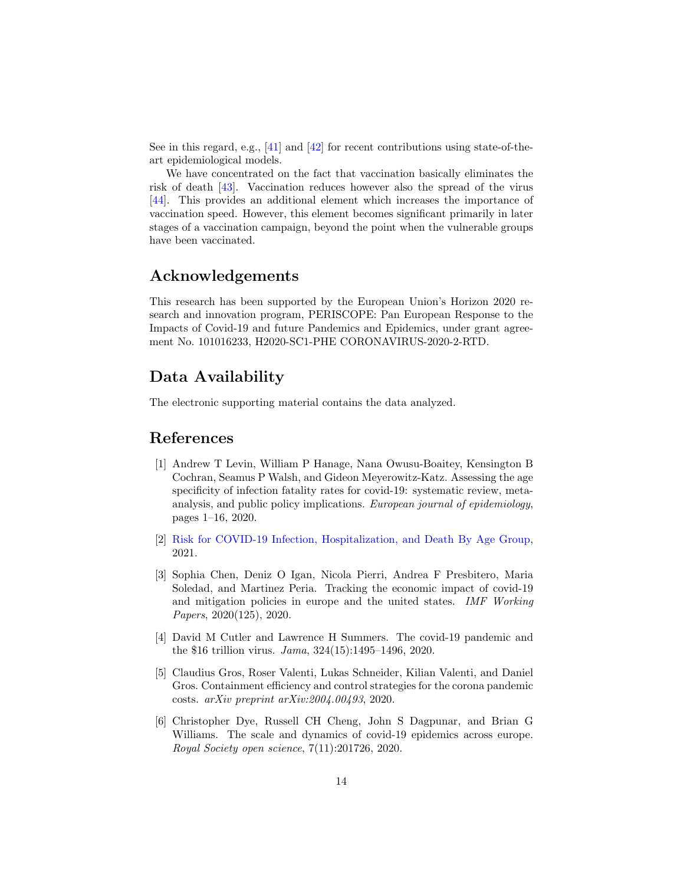See in this regard, e.g., [41] and [42] for recent contributions using state-of-the-art epidemiological models.

We have concentrated on the fact that vaccination basically eliminates the risk of death [43]. Vaccination reduces however also the spread of the virus [44]. This provides an additional element which increases the importance of vaccination speed. However, this element becomes significant primarily in later stages of a vaccination campaign, beyond the point when the vulnerable groups have been vaccinated.

## Acknowledgements

This research has been supported by the European Union's Horizon 2020 research and innovation program, PERISCOPE: Pan European Response to the Impacts of Covid-19 and future Pandemics and Epidemics, under grant agreement No. 101016233, H2020-SC1-PHE CORONAVIRUS-2020-2-RTD.

## Data Availability

The electronic supporting material contains the data analyzed.

## References

[1] Andrew T Levin, William P Hanage, Nana Owusu-Boaitey, Kensington B Cochran, Seamus P Walsh, and Gideon Meyerowitz-Katz. Assessing the age specificity of infection fatality rates for covid-19: systematic review, meta-analysis, and public policy implications. *European journal of epidemiology*, pages 1–16, 2020.

[2] Risk for COVID-19 Infection, Hospitalization, and Death By Age Group, 2021.

[3] Sophia Chen, Deniz O Igan, Nicola Pierri, Andrea F Presbitero, Maria Soledad, and Martinez Peria. Tracking the economic impact of covid-19 and mitigation policies in europe and the united states. *IMF Working Papers*, 2020(125), 2020.

[4] David M Cutler and Lawrence H Summers. The covid-19 pandemic and the $16 trillion virus. *Jama*, 324(15):1495–1496, 2020.

[5] Claudius Gros, Roser Valenti, Lukas Schneider, Kilian Valenti, and Daniel Gros. Containment efficiency and control strategies for the corona pandemic costs. *arXiv preprint arXiv:2004.00493*, 2020.

[6] Christopher Dye, Russell CH Cheng, John S Dagpunar, and Brian G Williams. The scale and dynamics of covid-19 epidemics across europe. *Royal Society open science*, 7(11):201726, 2020.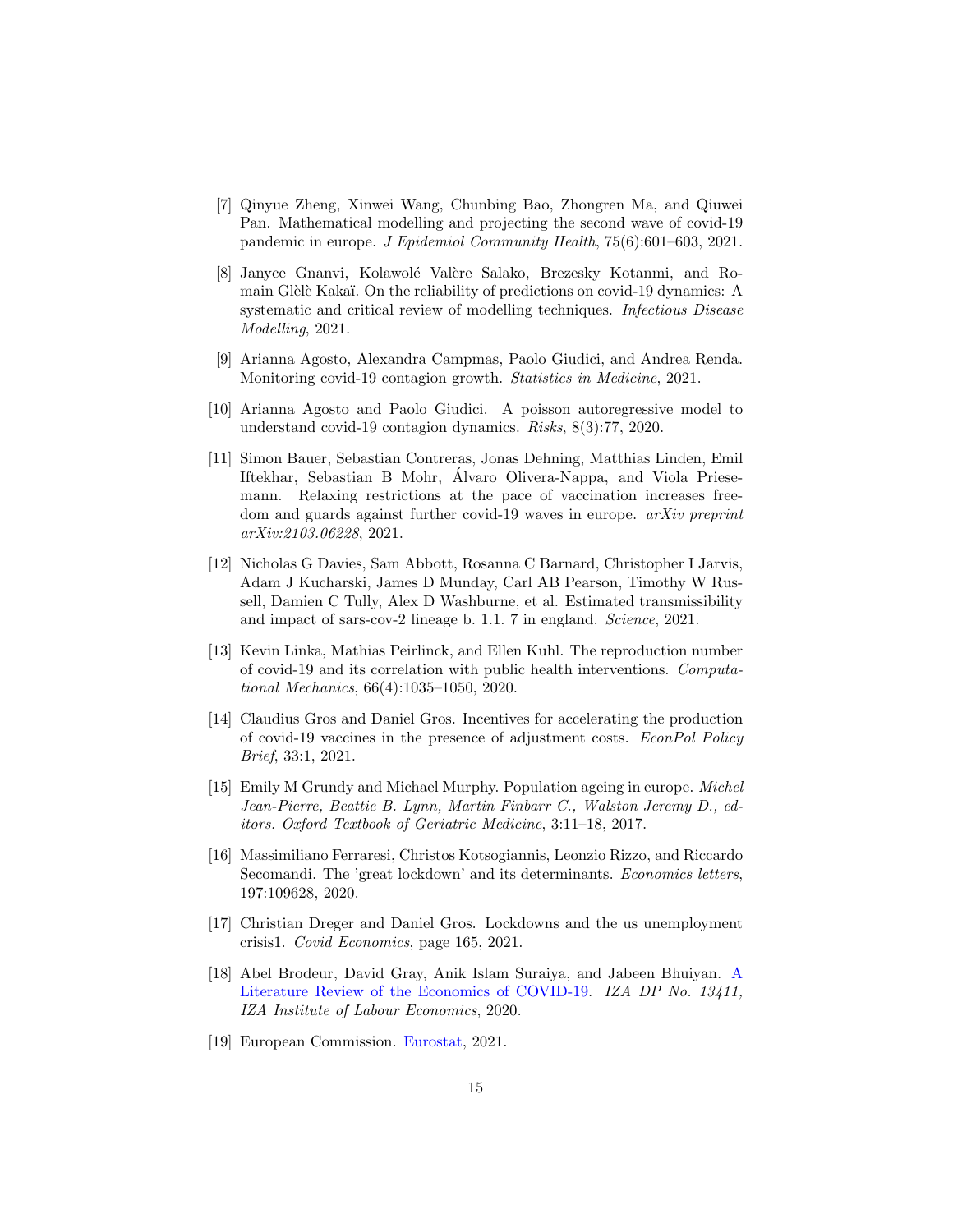[7] Qinyue Zheng, Xinwei Wang, Chunbing Bao, Zhongren Ma, and Qiuwei Pan. Mathematical modelling and projecting the second wave of covid-19 pandemic in europe. *J Epidemiol Community Health*, 75(6):601–603, 2021.

[8] Janyce Gnanvi, Kolawolé Valère Salako, Brezesky Kotanmi, and Romain Glèlè Kakaï. On the reliability of predictions on covid-19 dynamics: A systematic and critical review of modelling techniques. *Infectious Disease Modelling*, 2021.

[9] Arianna Agosto, Alexandra Campmas, Paolo Giudici, and Andrea Renda. Monitoring covid-19 contagion growth. *Statistics in Medicine*, 2021.

[10] Arianna Agosto and Paolo Giudici. A poisson autoregressive model to understand covid-19 contagion dynamics. *Risks*, 8(3):77, 2020.

[11] Simon Bauer, Sebastian Contreras, Jonas Dehning, Matthias Linden, Emil Iftekhar, Sebastian B Mohr, Álvaro Olivera-Nappa, and Viola Priesemann. Relaxing restrictions at the pace of vaccination increases freedom and guards against further covid-19 waves in europe. *arXiv preprint arXiv:2103.06228*, 2021.

[12] Nicholas G Davies, Sam Abbott, Rosanna C Barnard, Christopher I Jarvis, Adam J Kucharski, James D Munday, Carl AB Pearson, Timothy W Russell, Damien C Tully, Alex D Washburne, et al. Estimated transmissibility and impact of sars-cov-2 lineage b. 1.1. 7 in england. *Science*, 2021.

[13] Kevin Linka, Mathias Peirlinck, and Ellen Kuhl. The reproduction number of covid-19 and its correlation with public health interventions. *Computational Mechanics*, 66(4):1035–1050, 2020.

[14] Claudius Gros and Daniel Gros. Incentives for accelerating the production of covid-19 vaccines in the presence of adjustment costs. *EconPol Policy Brief*, 33:1, 2021.

[15] Emily M Grundy and Michael Murphy. Population ageing in europe. *Michel Jean-Pierre, Beattie B. Lynn, Martin Finbarr C., Walston Jeremy D., editors. Oxford Textbook of Geriatric Medicine*, 3:11–18, 2017.

[16] Massimiliano Ferraresi, Christos Kotsogiannis, Leonzio Rizzo, and Riccardo Secomandi. The 'great lockdown' and its determinants. *Economics letters*, 197:109628, 2020.

[17] Christian Dreger and Daniel Gros. Lockdowns and the us unemployment crisis1. *Covid Economics*, page 165, 2021.

[18] Abel Brodeur, David Gray, Anik Islam Suraiya, and Jabeen Bhuiyan. A Literature Review of the Economics of COVID-19. *IZA DP No. 13411, IZA Institute of Labour Economics*, 2020.

[19] European Commission. Eurostat, 2021.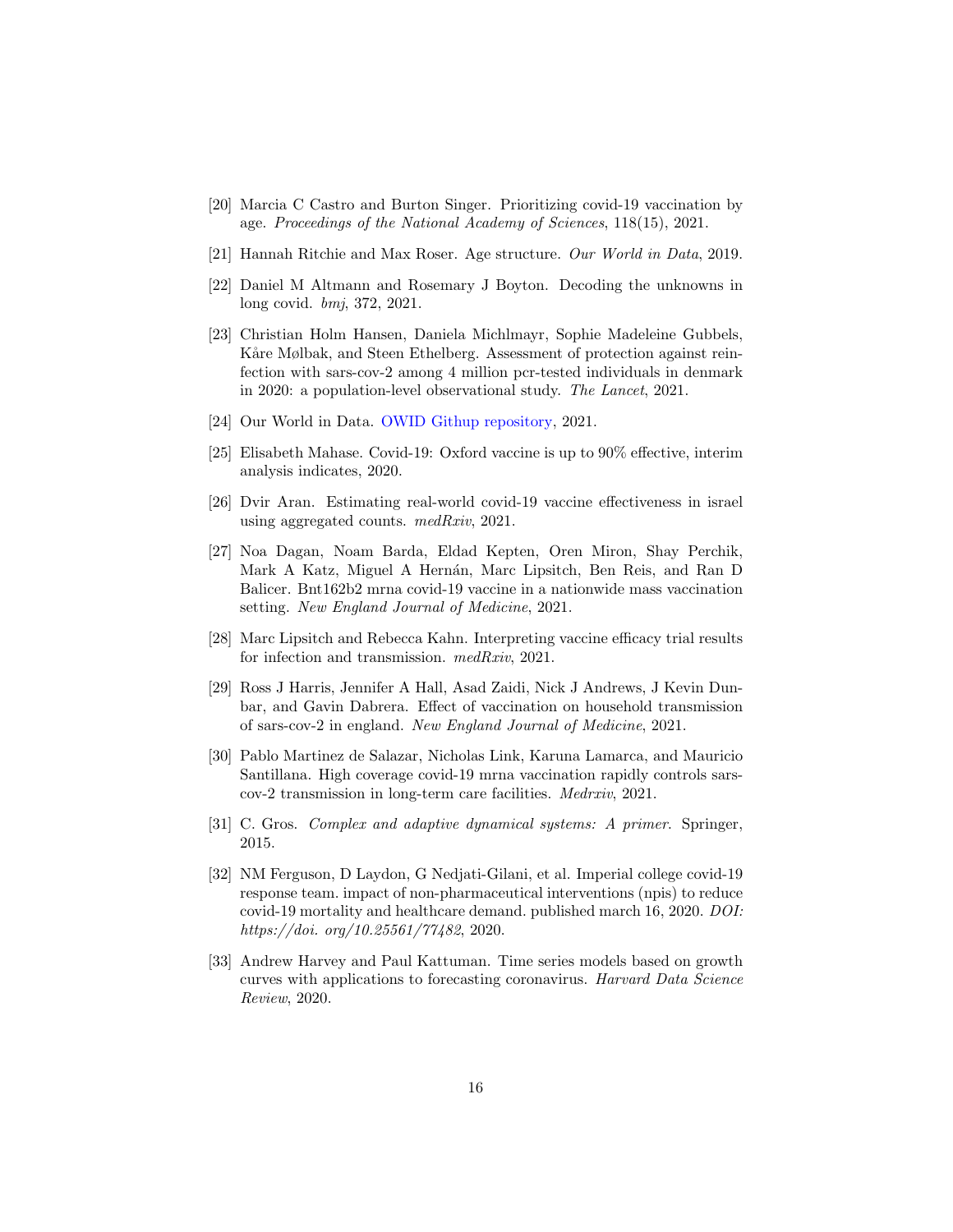[20] Marcia C Castro and Burton Singer. Prioritizing covid-19 vaccination by age. *Proceedings of the National Academy of Sciences*, 118(15), 2021.

[21] Hannah Ritchie and Max Roser. Age structure. *Our World in Data*, 2019.

[22] Daniel M Altmann and Rosemary J Boyton. Decoding the unknowns in long covid. *bmj*, 372, 2021.

[23] Christian Holm Hansen, Daniela Michlmayr, Sophie Madeleine Gubbels, Kåre Mølbak, and Steen Ethelberg. Assessment of protection against reinfection with sars-cov-2 among 4 million pcr-tested individuals in denmark in 2020: a population-level observational study. *The Lancet*, 2021.

[24] Our World in Data. OWID Githup repository, 2021.

[25] Elisabeth Mahase. Covid-19: Oxford vaccine is up to 90% effective, interim analysis indicates, 2020.

[26] Dvir Aran. Estimating real-world covid-19 vaccine effectiveness in israel using aggregated counts. *medRxiv*, 2021.

[27] Noa Dagan, Noam Barda, Eldad Kepten, Oren Miron, Shay Perchik, Mark A Katz, Miguel A Hernán, Marc Lipsitch, Ben Reis, and Ran D Balicer. Bnt162b2 mrna covid-19 vaccine in a nationwide mass vaccination setting. *New England Journal of Medicine*, 2021.

[28] Marc Lipsitch and Rebecca Kahn. Interpreting vaccine efficacy trial results for infection and transmission. *medRxiv*, 2021.

[29] Ross J Harris, Jennifer A Hall, Asad Zaidi, Nick J Andrews, J Kevin Dunbar, and Gavin Dabrera. Effect of vaccination on household transmission of sars-cov-2 in england. *New England Journal of Medicine*, 2021.

[30] Pablo Martinez de Salazar, Nicholas Link, Karuna Lamarca, and Mauricio Santillana. High coverage covid-19 mrna vaccination rapidly controls sars-cov-2 transmission in long-term care facilities. *Medrxiv*, 2021.

[31] C. Gros. *Complex and adaptive dynamical systems: A primer*. Springer, 2015.

[32] NM Ferguson, D Laydon, G Nedjati-Gilani, et al. Imperial college covid-19 response team. impact of non-pharmaceutical interventions (npis) to reduce covid-19 mortality and healthcare demand. published march 16, 2020. *DOI: https://doi. org/10.25561/77482*, 2020.

[33] Andrew Harvey and Paul Kattuman. Time series models based on growth curves with applications to forecasting coronavirus. *Harvard Data Science Review*, 2020.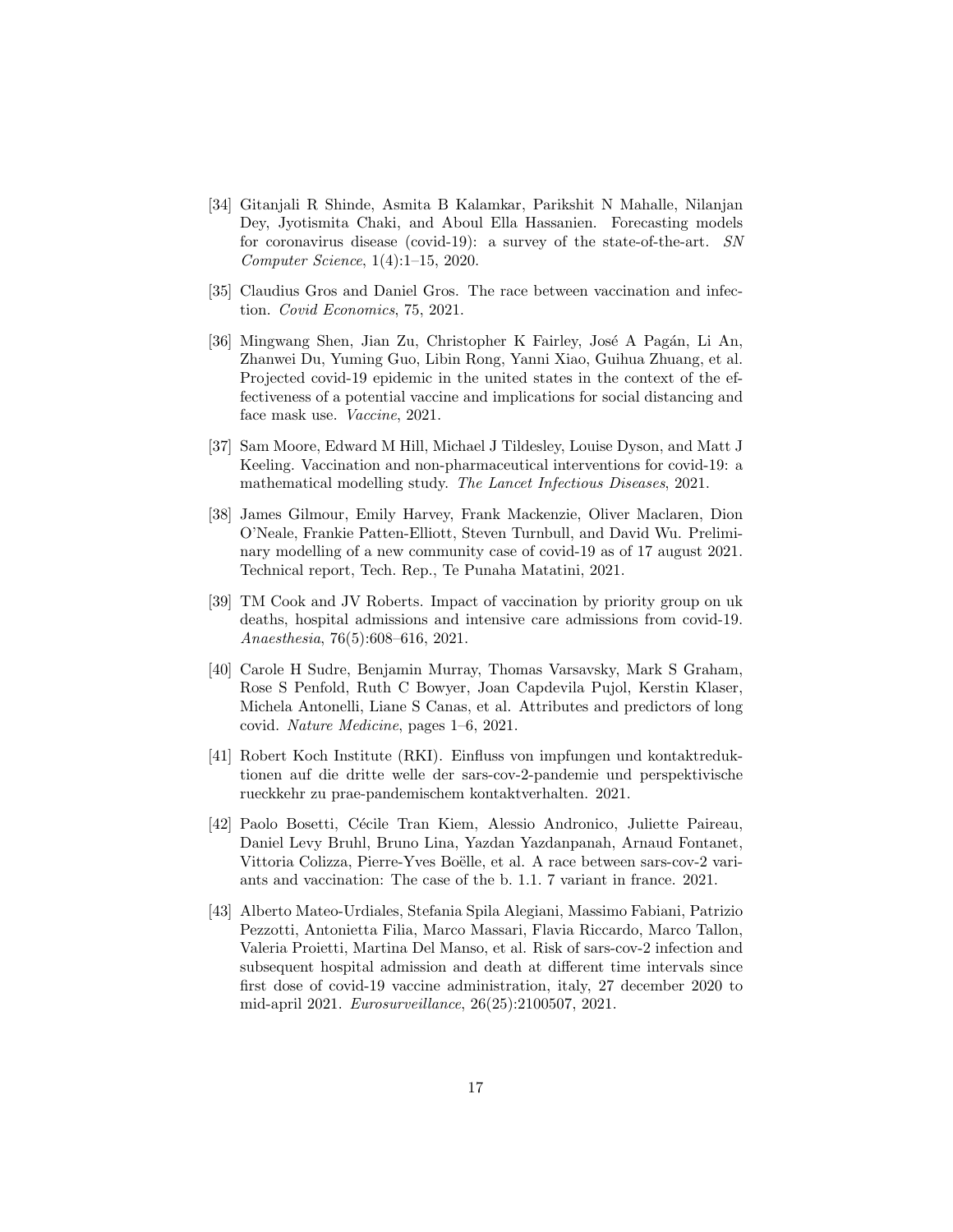[34] Gitanjali R Shinde, Asmita B Kalamkar, Parikshit N Mahalle, Nilanjan Dey, Jyotismita Chaki, and Aboul Ella Hassanien. Forecasting models for coronavirus disease (covid-19): a survey of the state-of-the-art. *SN Computer Science*, 1(4):1–15, 2020.

[35] Claudius Gros and Daniel Gros. The race between vaccination and infection. *Covid Economics*, 75, 2021.

[36] Mingwang Shen, Jian Zu, Christopher K Fairley, José A Pagán, Li An, Zhanwei Du, Yuming Guo, Libin Rong, Yanni Xiao, Guihua Zhuang, et al. Projected covid-19 epidemic in the united states in the context of the effectiveness of a potential vaccine and implications for social distancing and face mask use. *Vaccine*, 2021.

[37] Sam Moore, Edward M Hill, Michael J Tildesley, Louise Dyson, and Matt J Keeling. Vaccination and non-pharmaceutical interventions for covid-19: a mathematical modelling study. *The Lancet Infectious Diseases*, 2021.

[38] James Gilmour, Emily Harvey, Frank Mackenzie, Oliver Maclaren, Dion O'Neale, Frankie Patten-Elliott, Steven Turnbull, and David Wu. Preliminary modelling of a new community case of covid-19 as of 17 august 2021. Technical report, Tech. Rep., Te Punaha Matatini, 2021.

[39] TM Cook and JV Roberts. Impact of vaccination by priority group on uk deaths, hospital admissions and intensive care admissions from covid-19. *Anaesthesia*, 76(5):608–616, 2021.

[40] Carole H Sudre, Benjamin Murray, Thomas Varsavsky, Mark S Graham, Rose S Penfold, Ruth C Bowyer, Joan Capdevila Pujol, Kerstin Klaser, Michela Antonelli, Liane S Canas, et al. Attributes and predictors of long covid. *Nature Medicine*, pages 1–6, 2021.

[41] Robert Koch Institute (RKI). Einfluss von impfungen und kontaktreduktionen auf die dritte welle der sars-cov-2-pandemie und perspektivische rueckkehr zu prae-pandemischem kontaktverhalten. 2021.

[42] Paolo Bosetti, Cécile Tran Kiem, Alessio Andronico, Juliette Paireau, Daniel Levy Bruhl, Bruno Lina, Yazdan Yazdanpanah, Arnaud Fontanet, Vittoria Colizza, Pierre-Yves Boëlle, et al. A race between sars-cov-2 variants and vaccination: The case of the b. 1.1. 7 variant in france. 2021.

[43] Alberto Mateo-Urdiales, Stefania Spila Alegiani, Massimo Fabiani, Patrizio Pezzotti, Antonietta Filia, Marco Massari, Flavia Riccardo, Marco Tallon, Valeria Proietti, Martina Del Manso, et al. Risk of sars-cov-2 infection and subsequent hospital admission and death at different time intervals since first dose of covid-19 vaccine administration, italy, 27 december 2020 to mid-april 2021. *Eurosurveillance*, 26(25):2100507, 2021.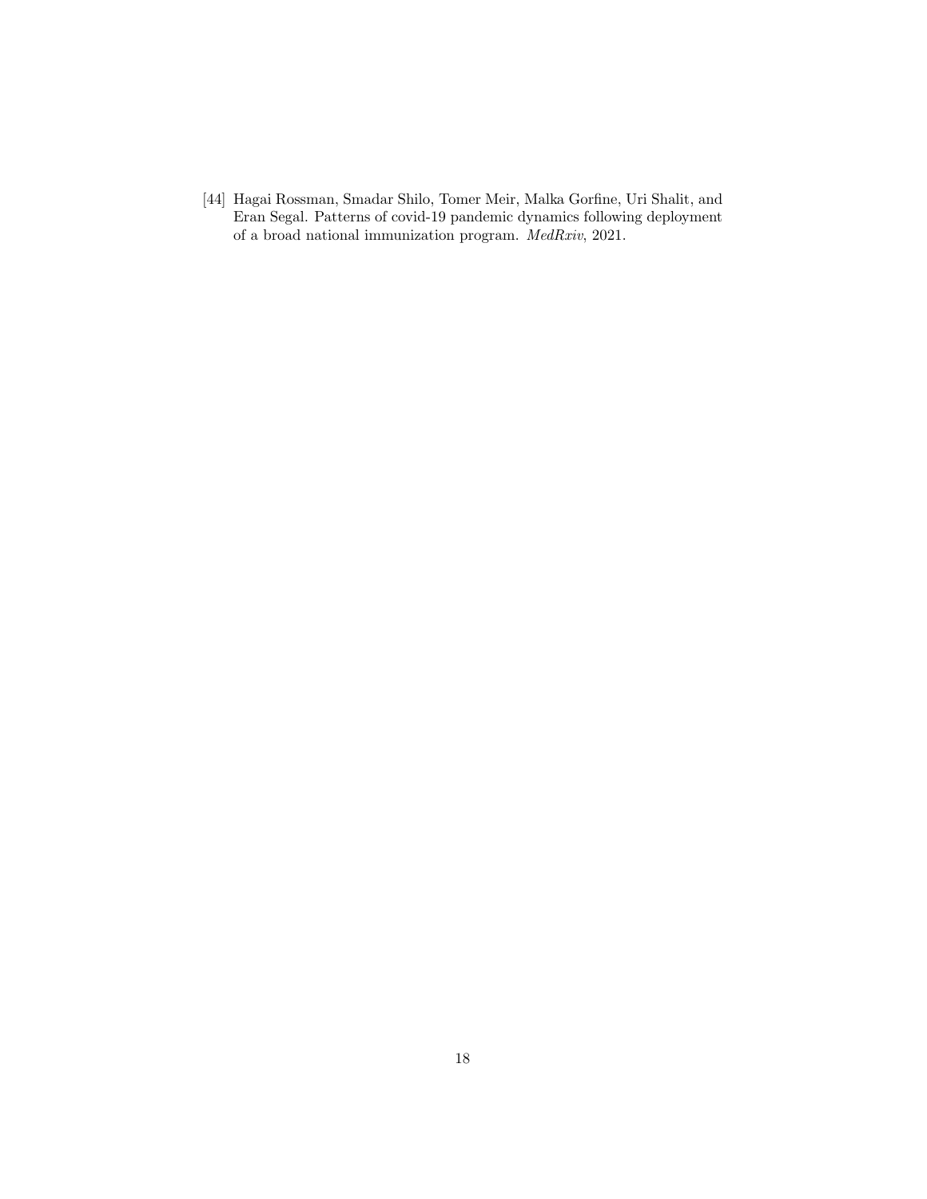[44] Hagai Rossman, Smadar Shilo, Tomer Meir, Malka Gorfine, Uri Shalit, and Eran Segal. Patterns of covid-19 pandemic dynamics following deployment of a broad national immunization program. *MedRxiv*, 2021.